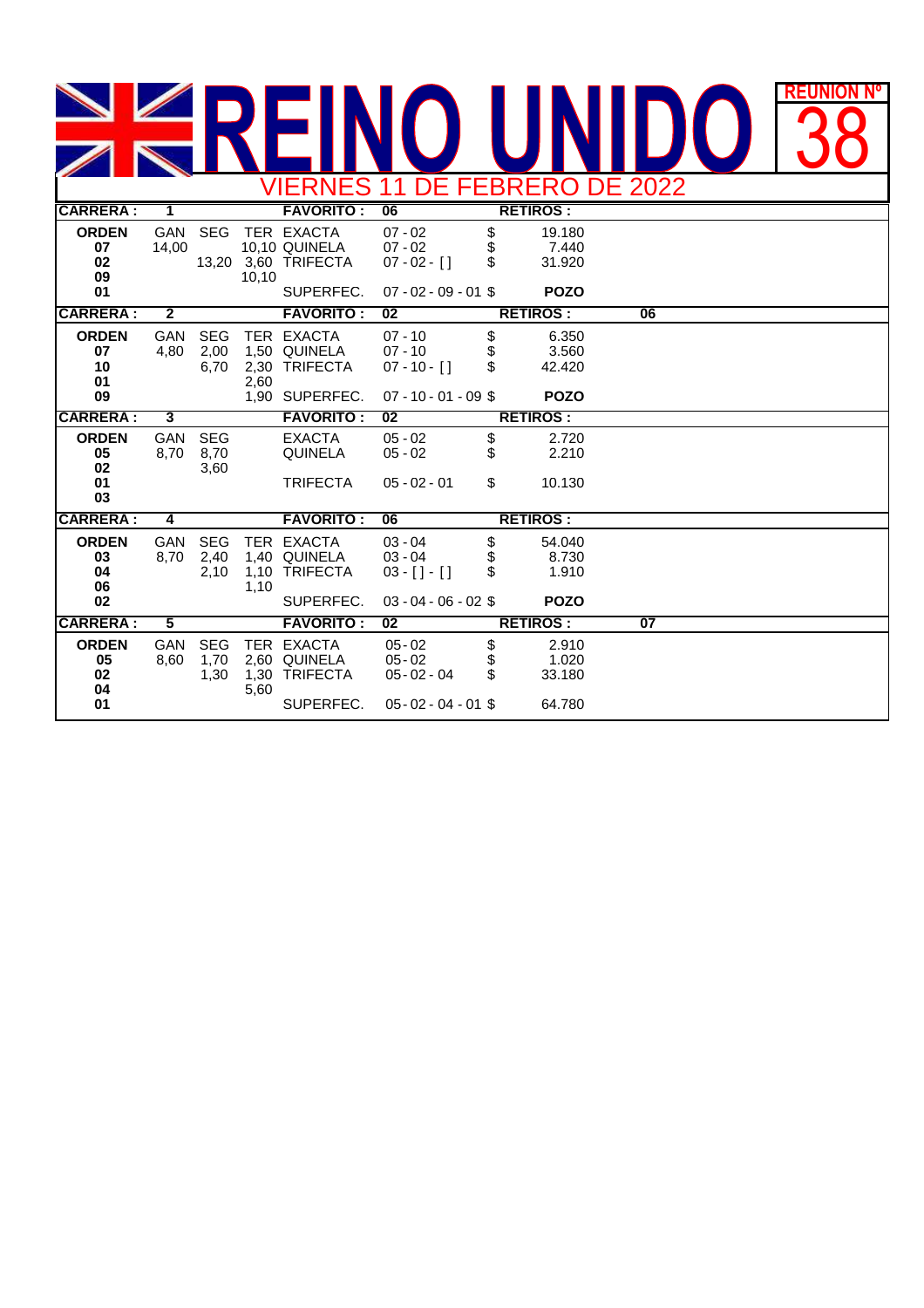# REINO UNIDO

**REUNION Nº 38**

## VIERNES 11 DE FEBRERO DE 2022

| **CARRERA :** | **1** | | | **FAVORITO :** | **06** | | **RETIROS :** | |
|---|---|---|---|---|---|---|---|---|
| **ORDEN** | GAN | SEG | TER | EXACTA | 07 - 02 | $ | 19.180 | |
| **07** | 14,00 | | 10,10 | QUINELA | 07 - 02 | $ | 7.440 | |
| **02** | | 13,20 | 3,60 | TRIFECTA | 07 - 02 - [] | $ | 31.920 | |
| **09** | | | 10,10 | | | | | |
| **01** | | | | SUPERFEC. | 07 - 02 - 09 - 01 | $ | **POZO** | |
| **CARRERA :** | **2** | | | **FAVORITO :** | **02** | | **RETIROS :** | **06** |
| **ORDEN** | GAN | SEG | TER | EXACTA | 07 - 10 | $ | 6.350 | |
| **07** | 4,80 | 2,00 | 1,50 | QUINELA | 07 - 10 | $ | 3.560 | |
| **10** | | 6,70 | 2,30 | TRIFECTA | 07 - 10 - [] | $ | 42.420 | |
| **01** | | | 2,60 | | | | | |
| **09** | | | 1,90 | SUPERFEC. | 07 - 10 - 01 - 09 | $ | **POZO** | |
| **CARRERA :** | **3** | | | **FAVORITO :** | **02** | | **RETIROS :** | |
| **ORDEN** | GAN | SEG | | EXACTA | 05 - 02 | $ | 2.720 | |
| **05** | 8,70 | 8,70 | | QUINELA | 05 - 02 | $ | 2.210 | |
| **02** | | 3,60 | | | | | | |
| **01** | | | | TRIFECTA | 05 - 02 - 01 | $ | 10.130 | |
| **03** | | | | | | | | |
| **CARRERA :** | **4** | | | **FAVORITO :** | **06** | | **RETIROS :** | |
| **ORDEN** | GAN | SEG | TER | EXACTA | 03 - 04 | $ | 54.040 | |
| **03** | 8,70 | 2,40 | 1,40 | QUINELA | 03 - 04 | $ | 8.730 | |
| **04** | | 2,10 | 1,10 | TRIFECTA | 03 - [] - [] | $ | 1.910 | |
| **06** | | | 1,10 | | | | | |
| **02** | | | | SUPERFEC. | 03 - 04 - 06 - 02 | $ | **POZO** | |
| **CARRERA :** | **5** | | | **FAVORITO :** | **02** | | **RETIROS :** | **07** |
| **ORDEN** | GAN | SEG | TER | EXACTA | 05 - 02 | $ | 2.910 | |
| **05** | 8,60 | 1,70 | 2,60 | QUINELA | 05 - 02 | $ | 1.020 | |
| **02** | | 1,30 | 1,30 | TRIFECTA | 05 - 02 - 04 | $ | 33.180 | |
| **04** | | | 5,60 | | | | | |
| **01** | | | | SUPERFEC. | 05 - 02 - 04 - 01 | $ | 64.780 | |